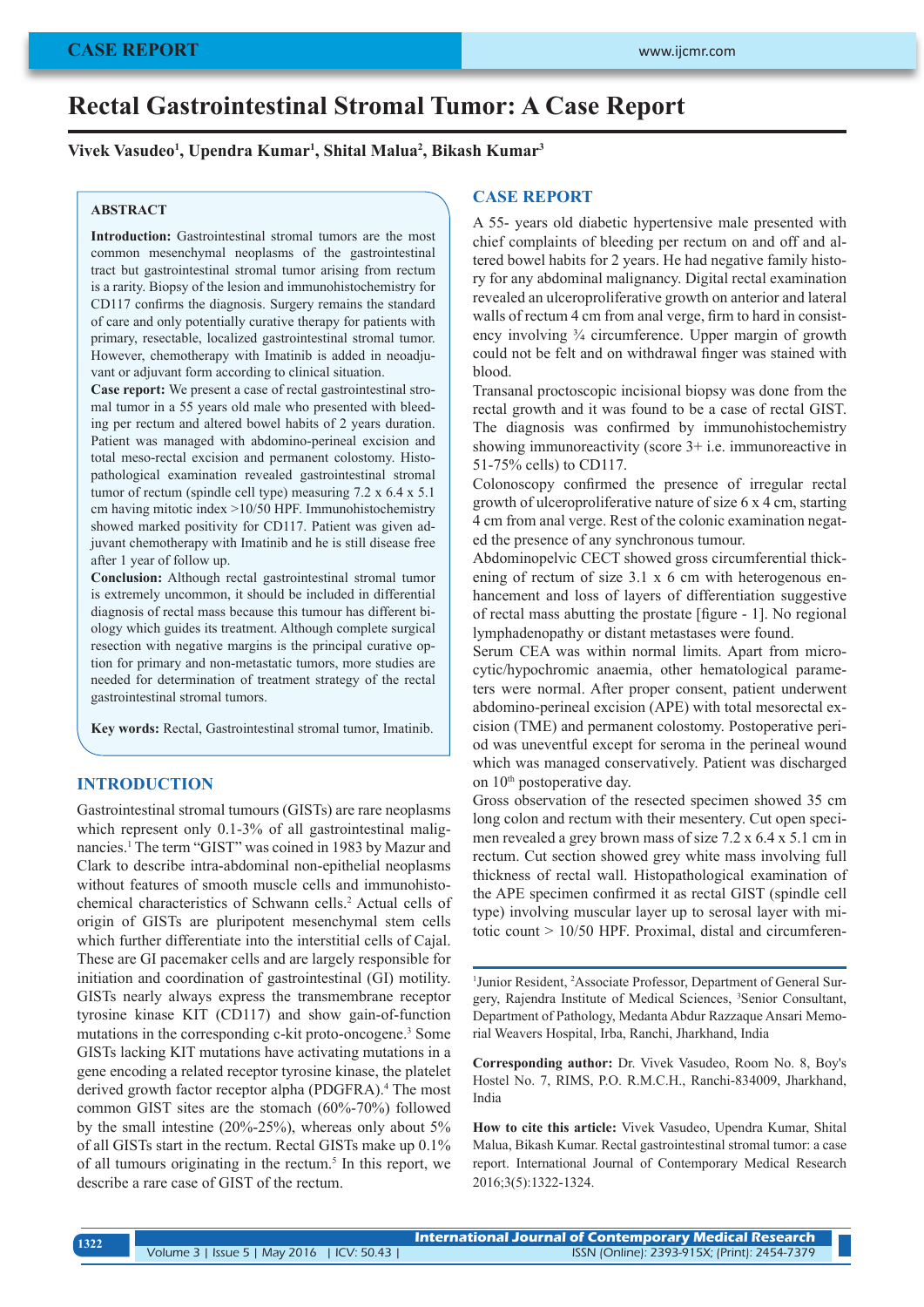# Rectal Gastrointestinal Stromal Tumor: A Case Report

**Vivek Vasudeo[1], Upendra Kumar[1], Shital Malua[2], Bikash Kumar[3]**

## ABSTRACT

**Introduction:** Gastrointestinal stromal tumors are the most common mesenchymal neoplasms of the gastrointestinal tract but gastrointestinal stromal tumor arising from rectum is a rarity. Biopsy of the lesion and immunohistochemistry for CD117 confirms the diagnosis. Surgery remains the standard of care and only potentially curative therapy for patients with primary, resectable, localized gastrointestinal stromal tumor. However, chemotherapy with Imatinib is added in neoadjuvant or adjuvant form according to clinical situation.

**Case report:** We present a case of rectal gastrointestinal stromal tumor in a 55 years old male who presented with bleeding per rectum and altered bowel habits of 2 years duration. Patient was managed with abdomino-perineal excision and total meso-rectal excision and permanent colostomy. Histopathological examination revealed gastrointestinal stromal tumor of rectum (spindle cell type) measuring 7.2 x 6.4 x 5.1 cm having mitotic index >10/50 HPF. Immunohistochemistry showed marked positivity for CD117. Patient was given adjuvant chemotherapy with Imatinib and he is still disease free after 1 year of follow up.

**Conclusion:** Although rectal gastrointestinal stromal tumor is extremely uncommon, it should be included in differential diagnosis of rectal mass because this tumour has different biology which guides its treatment. Although complete surgical resection with negative margins is the principal curative option for primary and non-metastatic tumors, more studies are needed for determination of treatment strategy of the rectal gastrointestinal stromal tumors.

**Key words:** Rectal, Gastrointestinal stromal tumor, Imatinib.

## INTRODUCTION

Gastrointestinal stromal tumours (GISTs) are rare neoplasms which represent only 0.1-3% of all gastrointestinal malignancies.[1] The term "GIST" was coined in 1983 by Mazur and Clark to describe intra-abdominal non-epithelial neoplasms without features of smooth muscle cells and immunohistochemical characteristics of Schwann cells.[2] Actual cells of origin of GISTs are pluripotent mesenchymal stem cells which further differentiate into the interstitial cells of Cajal. These are GI pacemaker cells and are largely responsible for initiation and coordination of gastrointestinal (GI) motility. GISTs nearly always express the transmembrane receptor tyrosine kinase KIT (CD117) and show gain-of-function mutations in the corresponding c-kit proto-oncogene.[3] Some GISTs lacking KIT mutations have activating mutations in a gene encoding a related receptor tyrosine kinase, the platelet derived growth factor receptor alpha (PDGFRA).[4] The most common GIST sites are the stomach (60%-70%) followed by the small intestine (20%-25%), whereas only about 5% of all GISTs start in the rectum. Rectal GISTs make up 0.1% of all tumours originating in the rectum.[5] In this report, we describe a rare case of GIST of the rectum.

## CASE REPORT

A 55- years old diabetic hypertensive male presented with chief complaints of bleeding per rectum on and off and altered bowel habits for 2 years. He had negative family history for any abdominal malignancy. Digital rectal examination revealed an ulceroproliferative growth on anterior and lateral walls of rectum 4 cm from anal verge, firm to hard in consistency involving ¾ circumference. Upper margin of growth could not be felt and on withdrawal finger was stained with blood.

Transanal proctoscopic incisional biopsy was done from the rectal growth and it was found to be a case of rectal GIST. The diagnosis was confirmed by immunohistochemistry showing immunoreactivity (score 3+ i.e. immunoreactive in 51-75% cells) to CD117.

Colonoscopy confirmed the presence of irregular rectal growth of ulceroproliferative nature of size 6 x 4 cm, starting 4 cm from anal verge. Rest of the colonic examination negated the presence of any synchronous tumour.

Abdominopelvic CECT showed gross circumferential thickening of rectum of size 3.1 x 6 cm with heterogenous enhancement and loss of layers of differentiation suggestive of rectal mass abutting the prostate [figure - 1]. No regional lymphadenopathy or distant metastases were found.

Serum CEA was within normal limits. Apart from microcytic/hypochromic anaemia, other hematological parameters were normal. After proper consent, patient underwent abdomino-perineal excision (APE) with total mesorectal excision (TME) and permanent colostomy. Postoperative period was uneventful except for seroma in the perineal wound which was managed conservatively. Patient was discharged on 10th postoperative day.

Gross observation of the resected specimen showed 35 cm long colon and rectum with their mesentery. Cut open specimen revealed a grey brown mass of size 7.2 x 6.4 x 5.1 cm in rectum. Cut section showed grey white mass involving full thickness of rectal wall. Histopathological examination of the APE specimen confirmed it as rectal GIST (spindle cell type) involving muscular layer up to serosal layer with mitotic count > 10/50 HPF. Proximal, distal and circumferen-

---

[1]Junior Resident, [2]Associate Professor, Department of General Surgery, Rajendra Institute of Medical Sciences, [3]Senior Consultant, Department of Pathology, Medanta Abdur Razzaque Ansari Memorial Weavers Hospital, Irba, Ranchi, Jharkhand, India

**Corresponding author:** Dr. Vivek Vasudeo, Room No. 8, Boy's Hostel No. 7, RIMS, P.O. R.M.C.H., Ranchi-834009, Jharkhand, India

**How to cite this article:** Vivek Vasudeo, Upendra Kumar, Shital Malua, Bikash Kumar. Rectal gastrointestinal stromal tumor: a case report. International Journal of Contemporary Medical Research 2016;3(5):1322-1324.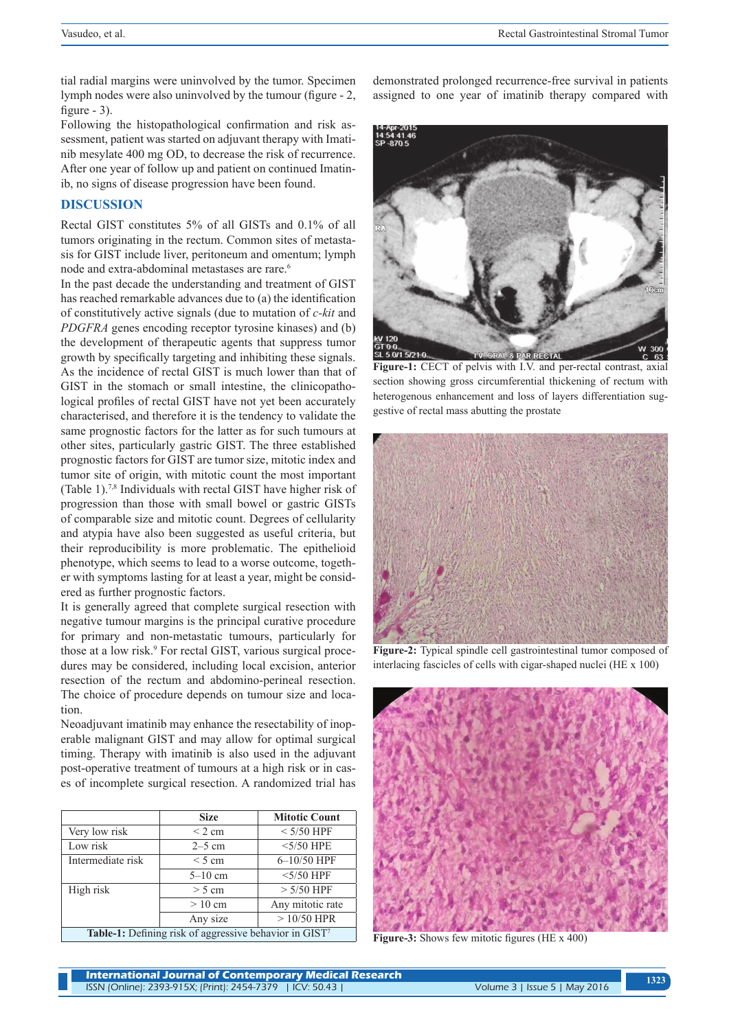tial radial margins were uninvolved by the tumor. Specimen lymph nodes were also uninvolved by the tumour (figure - 2, figure - 3).

Following the histopathological confirmation and risk assessment, patient was started on adjuvant therapy with Imatinib mesylate 400 mg OD, to decrease the risk of recurrence. After one year of follow up and patient on continued Imatinib, no signs of disease progression have been found.

## DISCUSSION

Rectal GIST constitutes 5% of all GISTs and 0.1% of all tumors originating in the rectum. Common sites of metastasis for GIST include liver, peritoneum and omentum; lymph node and extra-abdominal metastases are rare.[6]

In the past decade the understanding and treatment of GIST has reached remarkable advances due to (a) the identification of constitutively active signals (due to mutation of *c-kit* and *PDGFRA* genes encoding receptor tyrosine kinases) and (b) the development of therapeutic agents that suppress tumor growth by specifically targeting and inhibiting these signals. As the incidence of rectal GIST is much lower than that of GIST in the stomach or small intestine, the clinicopathological profiles of rectal GIST have not yet been accurately characterised, and therefore it is the tendency to validate the same prognostic factors for the latter as for such tumours at other sites, particularly gastric GIST. The three established prognostic factors for GIST are tumor size, mitotic index and tumor site of origin, with mitotic count the most important (Table 1).[7,8] Individuals with rectal GIST have higher risk of progression than those with small bowel or gastric GISTs of comparable size and mitotic count. Degrees of cellularity and atypia have also been suggested as useful criteria, but their reproducibility is more problematic. The epithelioid phenotype, which seems to lead to a worse outcome, together with symptoms lasting for at least a year, might be considered as further prognostic factors.

It is generally agreed that complete surgical resection with negative tumour margins is the principal curative procedure for primary and non-metastatic tumours, particularly for those at a low risk.[9] For rectal GIST, various surgical procedures may be considered, including local excision, anterior resection of the rectum and abdomino-perineal resection. The choice of procedure depends on tumour size and location.

Neoadjuvant imatinib may enhance the resectability of inoperable malignant GIST and may allow for optimal surgical timing. Therapy with imatinib is also used in the adjuvant post-operative treatment of tumours at a high risk or in cases of incomplete surgical resection. A randomized trial has demonstrated prolonged recurrence-free survival in patients assigned to one year of imatinib therapy compared with

| | Size | Mitotic Count |
|---|---|---|
| Very low risk | < 2 cm | < 5/50 HPF |
| Low risk | 2–5 cm | <5/50 HPE |
| Intermediate risk | < 5 cm | 6–10/50 HPF |
| | 5–10 cm | <5/50 HPF |
| High risk | > 5 cm | > 5/50 HPF |
| | > 10 cm | Any mitotic rate |
| | Any size | > 10/50 HPR |

**Table-1:** Defining risk of aggressive behavior in GIST[7]

**Figure-1:** CECT of pelvis with I.V. and per-rectal contrast, axial section showing gross circumferential thickening of rectum with heterogenous enhancement and loss of layers differentiation suggestive of rectal mass abutting the prostate

**Figure-2:** Typical spindle cell gastrointestinal tumor composed of interlacing fascicles of cells with cigar-shaped nuclei (HE x 100)

**Figure-3:** Shows few mitotic figures (HE x 400)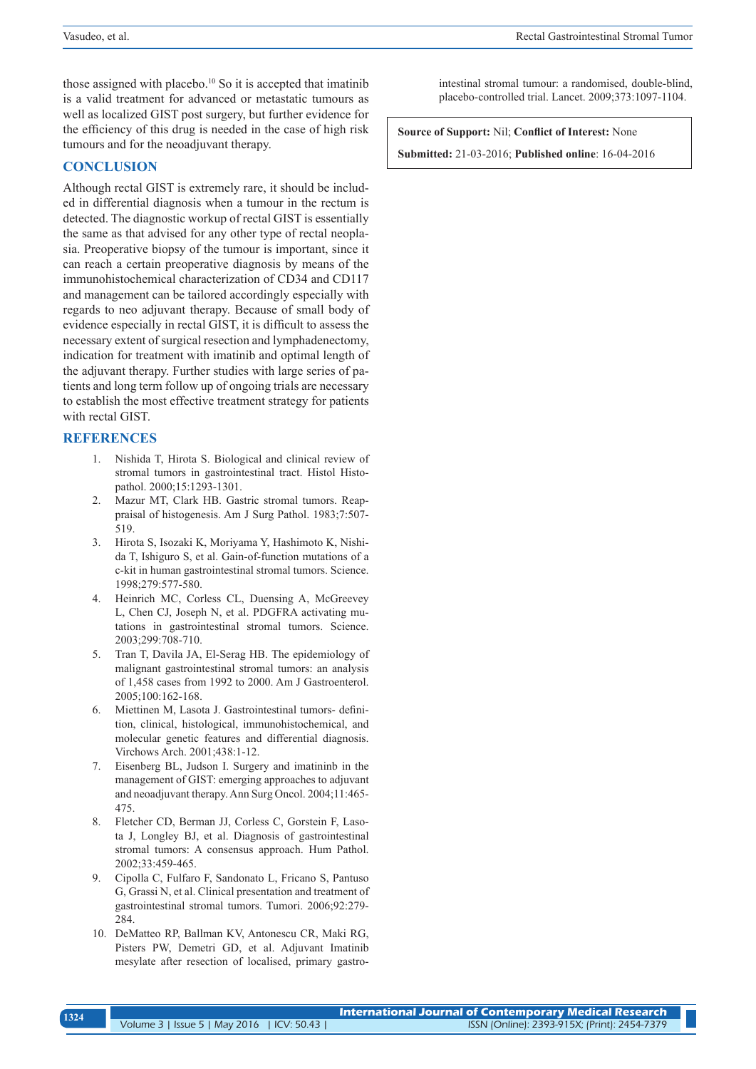those assigned with placebo.[10] So it is accepted that imatinib is a valid treatment for advanced or metastatic tumours as well as localized GIST post surgery, but further evidence for the efficiency of this drug is needed in the case of high risk tumours and for the neoadjuvant therapy.

## CONCLUSION

Although rectal GIST is extremely rare, it should be included in differential diagnosis when a tumour in the rectum is detected. The diagnostic workup of rectal GIST is essentially the same as that advised for any other type of rectal neoplasia. Preoperative biopsy of the tumour is important, since it can reach a certain preoperative diagnosis by means of the immunohistochemical characterization of CD34 and CD117 and management can be tailored accordingly especially with regards to neo adjuvant therapy. Because of small body of evidence especially in rectal GIST, it is difficult to assess the necessary extent of surgical resection and lymphadenectomy, indication for treatment with imatinib and optimal length of the adjuvant therapy. Further studies with large series of patients and long term follow up of ongoing trials are necessary to establish the most effective treatment strategy for patients with rectal GIST.

## REFERENCES

1. Nishida T, Hirota S. Biological and clinical review of stromal tumors in gastrointestinal tract. Histol Histopathol. 2000;15:1293-1301.
2. Mazur MT, Clark HB. Gastric stromal tumors. Reappraisal of histogenesis. Am J Surg Pathol. 1983;7:507-519.
3. Hirota S, Isozaki K, Moriyama Y, Hashimoto K, Nishida T, Ishiguro S, et al. Gain-of-function mutations of a c-kit in human gastrointestinal stromal tumors. Science. 1998;279:577-580.
4. Heinrich MC, Corless CL, Duensing A, McGreevey L, Chen CJ, Joseph N, et al. PDGFRA activating mutations in gastrointestinal stromal tumors. Science. 2003;299:708-710.
5. Tran T, Davila JA, El-Serag HB. The epidemiology of malignant gastrointestinal stromal tumors: an analysis of 1,458 cases from 1992 to 2000. Am J Gastroenterol. 2005;100:162-168.
6. Miettinen M, Lasota J. Gastrointestinal tumors- definition, clinical, histological, immunohistochemical, and molecular genetic features and differential diagnosis. Virchows Arch. 2001;438:1-12.
7. Eisenberg BL, Judson I. Surgery and imatininb in the management of GIST: emerging approaches to adjuvant and neoadjuvant therapy. Ann Surg Oncol. 2004;11:465-475.
8. Fletcher CD, Berman JJ, Corless C, Gorstein F, Lasota J, Longley BJ, et al. Diagnosis of gastrointestinal stromal tumors: A consensus approach. Hum Pathol. 2002;33:459-465.
9. Cipolla C, Fulfaro F, Sandonato L, Fricano S, Pantuso G, Grassi N, et al. Clinical presentation and treatment of gastrointestinal stromal tumors. Tumori. 2006;92:279-284.
10. DeMatteo RP, Ballman KV, Antonescu CR, Maki RG, Pisters PW, Demetri GD, et al. Adjuvant Imatinib mesylate after resection of localised, primary gastrointestinal stromal tumour: a randomised, double-blind, placebo-controlled trial. Lancet. 2009;373:1097-1104.

**Source of Support:** Nil; **Conflict of Interest:** None

**Submitted:** 21-03-2016; **Published online**: 16-04-2016